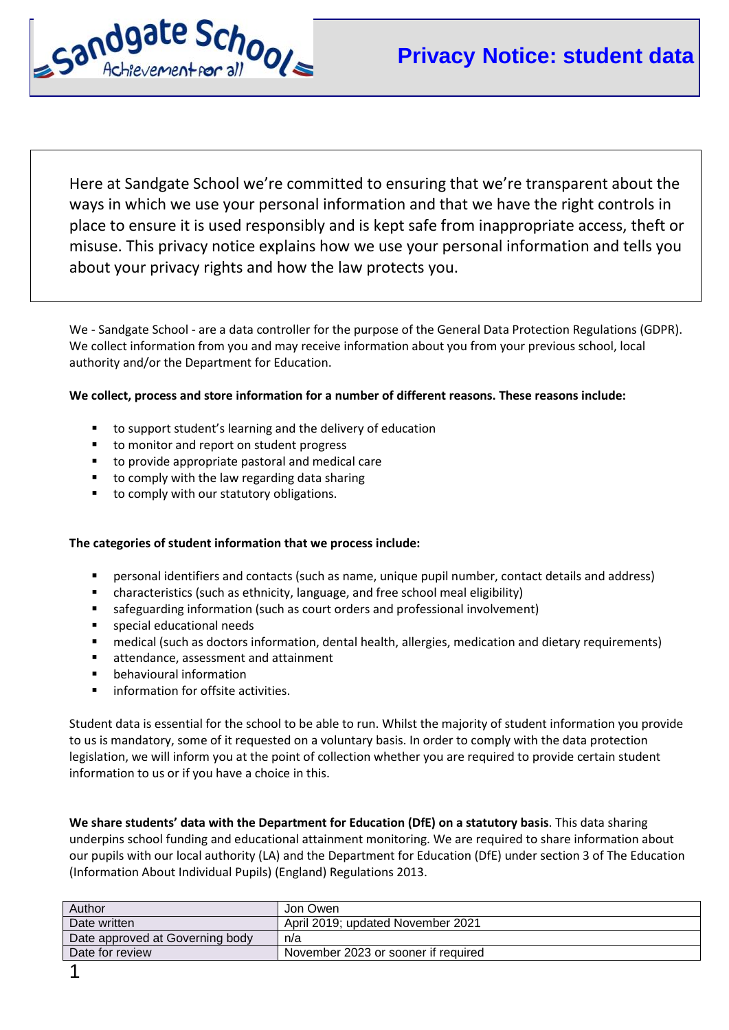# Privacy Notice: student data

Here at Sandgate School we're committed to ensuring that we're transparent about the ways in which we use your personal information and that we have the right controls in place to ensure it is used responsibly and is kept safe from inappropriate access, theft or misuse. This privacy notice explains how we use your personal information and tells you about your privacy rights and how the law protects you.

We - Sandgate School - are a data controller for the purpose of the General Data Protection Regulations (GDPR). We collect information from you and may receive information about you from your previous school, local authority and/or the Department for Education.

**We collect, process and store information for a number of different reasons. These reasons include:**

- to support student's learning and the delivery of education
- to monitor and report on student progress
- to provide appropriate pastoral and medical care
- to comply with the law regarding data sharing
- to comply with our statutory obligations.

**The categories of student information that we process include:**

- personal identifiers and contacts (such as name, unique pupil number, contact details and address)
- characteristics (such as ethnicity, language, and free school meal eligibility)
- safeguarding information (such as court orders and professional involvement)
- special educational needs
- medical (such as doctors information, dental health, allergies, medication and dietary requirements)
- attendance, assessment and attainment
- behavioural information
- information for offsite activities.

Student data is essential for the school to be able to run. Whilst the majority of student information you provide to us is mandatory, some of it requested on a voluntary basis. In order to comply with the data protection legislation, we will inform you at the point of collection whether you are required to provide certain student information to us or if you have a choice in this.

**We share students' data with the Department for Education (DfE) on a statutory basis**. This data sharing underpins school funding and educational attainment monitoring. We are required to share information about our pupils with our local authority (LA) and the Department for Education (DfE) under section 3 of The Education (Information About Individual Pupils) (England) Regulations 2013.

| Author | Jon Owen |
|---|---|
| Date written | April 2019; updated November 2021 |
| Date approved at Governing body | n/a |
| Date for review | November 2023 or sooner if required |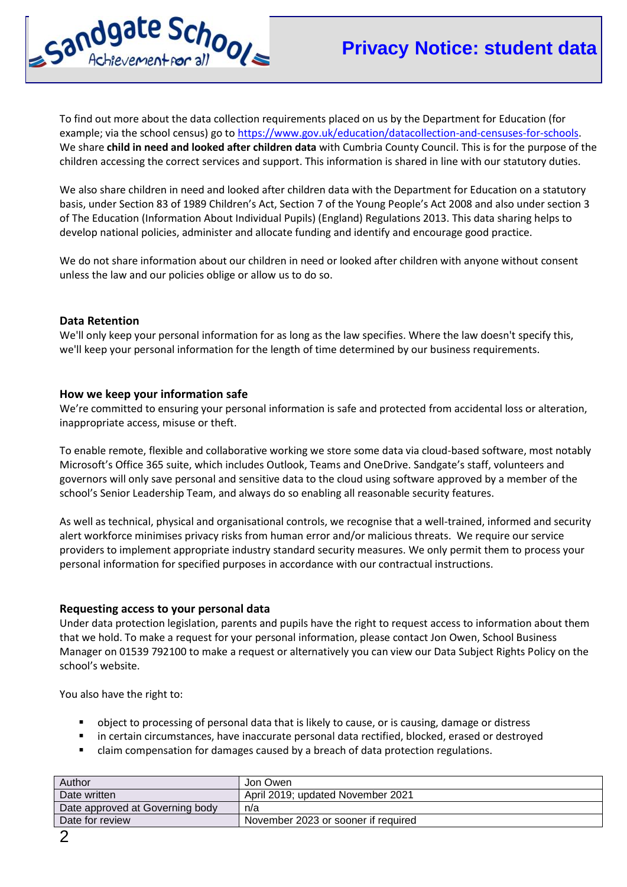To find out more about the data collection requirements placed on us by the Department for Education (for example; via the school census) go to https://www.gov.uk/education/datacollection-and-censuses-for-schools. We share **child in need and looked after children data** with Cumbria County Council. This is for the purpose of the children accessing the correct services and support. This information is shared in line with our statutory duties.

We also share children in need and looked after children data with the Department for Education on a statutory basis, under Section 83 of 1989 Children's Act, Section 7 of the Young People's Act 2008 and also under section 3 of The Education (Information About Individual Pupils) (England) Regulations 2013. This data sharing helps to develop national policies, administer and allocate funding and identify and encourage good practice.

We do not share information about our children in need or looked after children with anyone without consent unless the law and our policies oblige or allow us to do so.

**Data Retention**

We'll only keep your personal information for as long as the law specifies. Where the law doesn't specify this, we'll keep your personal information for the length of time determined by our business requirements.

**How we keep your information safe**

We're committed to ensuring your personal information is safe and protected from accidental loss or alteration, inappropriate access, misuse or theft.

To enable remote, flexible and collaborative working we store some data via cloud-based software, most notably Microsoft's Office 365 suite, which includes Outlook, Teams and OneDrive. Sandgate's staff, volunteers and governors will only save personal and sensitive data to the cloud using software approved by a member of the school's Senior Leadership Team, and always do so enabling all reasonable security features.

As well as technical, physical and organisational controls, we recognise that a well-trained, informed and security alert workforce minimises privacy risks from human error and/or malicious threats. We require our service providers to implement appropriate industry standard security measures. We only permit them to process your personal information for specified purposes in accordance with our contractual instructions.

**Requesting access to your personal data**

Under data protection legislation, parents and pupils have the right to request access to information about them that we hold. To make a request for your personal information, please contact Jon Owen, School Business Manager on 01539 792100 to make a request or alternatively you can view our Data Subject Rights Policy on the school's website.

You also have the right to:

- object to processing of personal data that is likely to cause, or is causing, damage or distress
- in certain circumstances, have inaccurate personal data rectified, blocked, erased or destroyed
- claim compensation for damages caused by a breach of data protection regulations.

| Author | Jon Owen |
|---|---|
| Date written | April 2019; updated November 2021 |
| Date approved at Governing body | n/a |
| Date for review | November 2023 or sooner if required |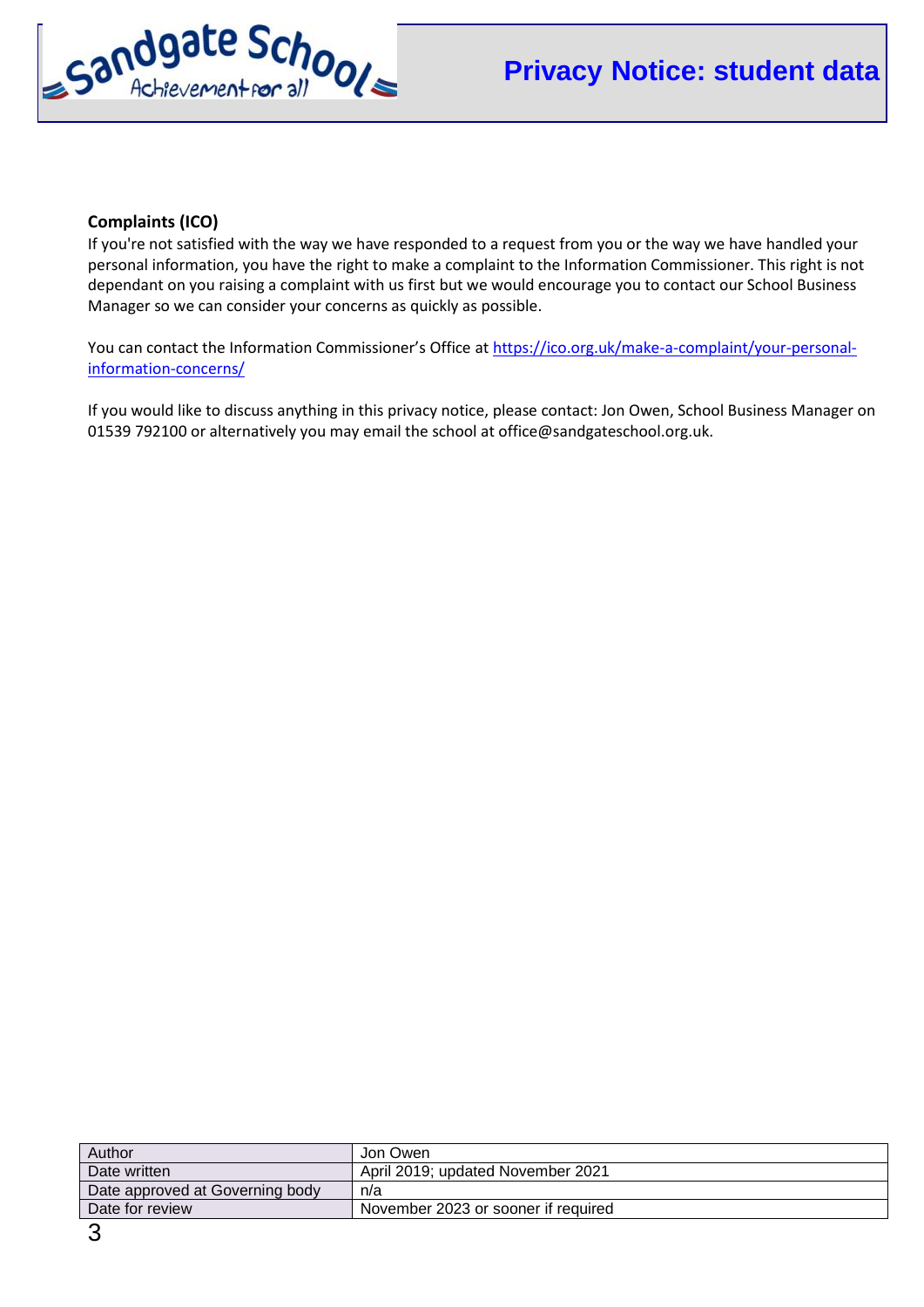**Complaints (ICO)**

If you're not satisfied with the way we have responded to a request from you or the way we have handled your personal information, you have the right to make a complaint to the Information Commissioner. This right is not dependant on you raising a complaint with us first but we would encourage you to contact our School Business Manager so we can consider your concerns as quickly as possible.

You can contact the Information Commissioner's Office at https://ico.org.uk/make-a-complaint/your-personal-information-concerns/

If you would like to discuss anything in this privacy notice, please contact: Jon Owen, School Business Manager on 01539 792100 or alternatively you may email the school at office@sandgateschool.org.uk.

| | |
|---|---|
| Author | Jon Owen |
| Date written | April 2019; updated November 2021 |
| Date approved at Governing body | n/a |
| Date for review | November 2023 or sooner if required |